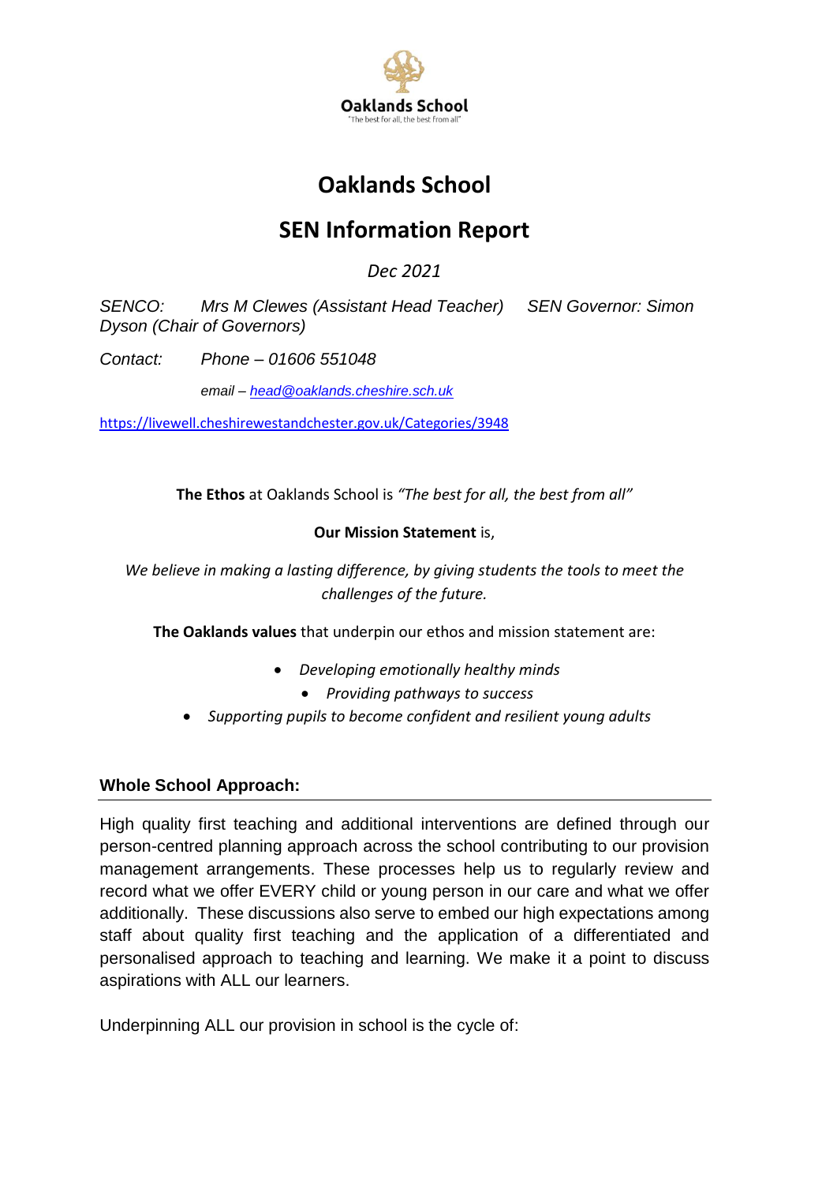Oaklands School

"The best for all, the best from all"

# Oaklands School

## SEN Information Report

*Dec 2021*

*SENCO: Mrs M Clewes (Assistant Head Teacher) SEN Governor: Simon Dyson (Chair of Governors)*

*Contact: Phone – 01606 551048*

*email – [head@oaklands.cheshire.sch.uk](mailto:head@oaklands.cheshire.sch.uk)*

[https://livewell.cheshirewestandchester.gov.uk/Categories/3948](https://livewell.cheshirewestandchester.gov.uk/Categories/3948)

**The Ethos** at Oaklands School is *"The best for all, the best from all"*

**Our Mission Statement** is,

*We believe in making a lasting difference, by giving students the tools to meet the challenges of the future.*

**The Oaklands values** that underpin our ethos and mission statement are:

- *Developing emotionally healthy minds*
- *Providing pathways to success*
- *Supporting pupils to become confident and resilient young adults*

### Whole School Approach:

High quality first teaching and additional interventions are defined through our person-centred planning approach across the school contributing to our provision management arrangements. These processes help us to regularly review and record what we offer EVERY child or young person in our care and what we offer additionally. These discussions also serve to embed our high expectations among staff about quality first teaching and the application of a differentiated and personalised approach to teaching and learning. We make it a point to discuss aspirations with ALL our learners.

Underpinning ALL our provision in school is the cycle of: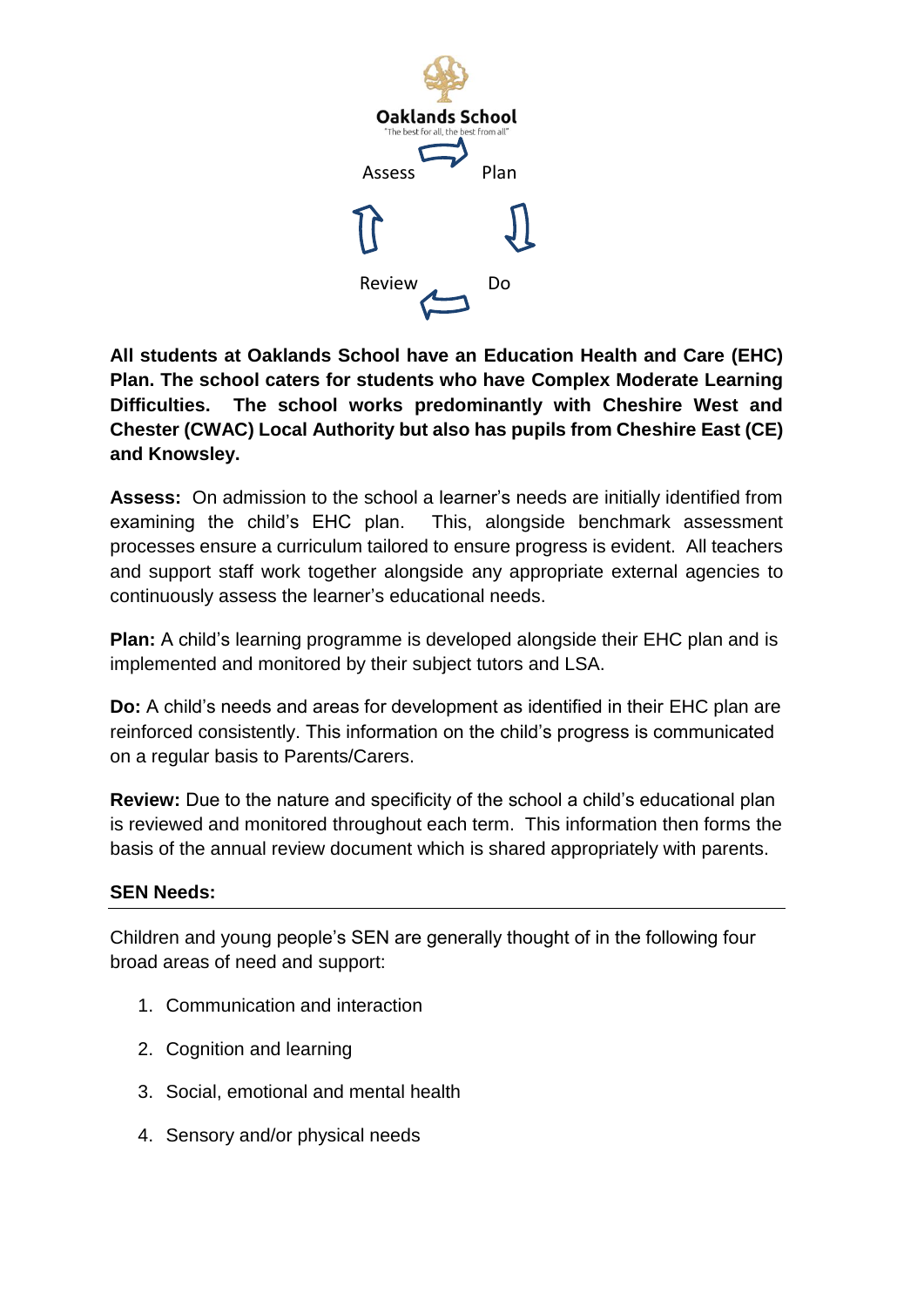Oaklands School

"The best for all, the best from all"

Assess → Plan → Do → Review

**All students at Oaklands School have an Education Health and Care (EHC) Plan. The school caters for students who have Complex Moderate Learning Difficulties. The school works predominantly with Cheshire West and Chester (CWAC) Local Authority but also has pupils from Cheshire East (CE) and Knowsley.**

**Assess:** On admission to the school a learner's needs are initially identified from examining the child's EHC plan. This, alongside benchmark assessment processes ensure a curriculum tailored to ensure progress is evident. All teachers and support staff work together alongside any appropriate external agencies to continuously assess the learner's educational needs.

**Plan:** A child's learning programme is developed alongside their EHC plan and is implemented and monitored by their subject tutors and LSA.

**Do:** A child's needs and areas for development as identified in their EHC plan are reinforced consistently. This information on the child's progress is communicated on a regular basis to Parents/Carers.

**Review:** Due to the nature and specificity of the school a child's educational plan is reviewed and monitored throughout each term. This information then forms the basis of the annual review document which is shared appropriately with parents.

**SEN Needs:**

Children and young people's SEN are generally thought of in the following four broad areas of need and support:

1. Communication and interaction
2. Cognition and learning
3. Social, emotional and mental health
4. Sensory and/or physical needs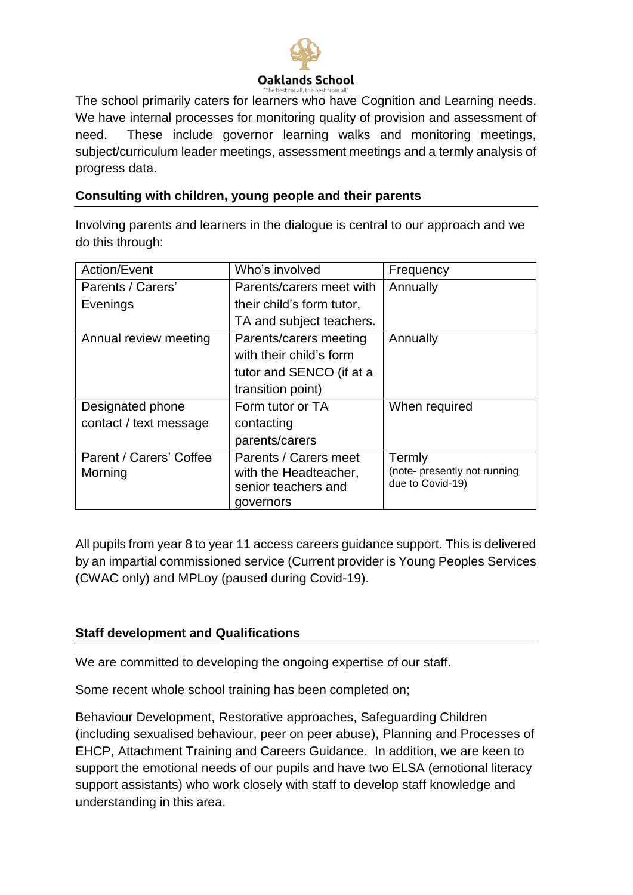The school primarily caters for learners who have Cognition and Learning needs. We have internal processes for monitoring quality of provision and assessment of need. These include governor learning walks and monitoring meetings, subject/curriculum leader meetings, assessment meetings and a termly analysis of progress data.

## Consulting with children, young people and their parents

Involving parents and learners in the dialogue is central to our approach and we do this through:

| Action/Event | Who's involved | Frequency |
|---|---|---|
| Parents / Carers' Evenings | Parents/carers meet with their child's form tutor, TA and subject teachers. | Annually |
| Annual review meeting | Parents/carers meeting with their child's form tutor and SENCO (if at a transition point) | Annually |
| Designated phone contact / text message | Form tutor or TA contacting parents/carers | When required |
| Parent / Carers' Coffee Morning | Parents / Carers meet with the Headteacher, senior teachers and governors | Termly (note- presently not running due to Covid-19) |

All pupils from year 8 to year 11 access careers guidance support. This is delivered by an impartial commissioned service (Current provider is Young Peoples Services (CWAC only) and MPLoy (paused during Covid-19).

## Staff development and Qualifications

We are committed to developing the ongoing expertise of our staff.

Some recent whole school training has been completed on;

Behaviour Development, Restorative approaches, Safeguarding Children (including sexualised behaviour, peer on peer abuse), Planning and Processes of EHCP, Attachment Training and Careers Guidance. In addition, we are keen to support the emotional needs of our pupils and have two ELSA (emotional literacy support assistants) who work closely with staff to develop staff knowledge and understanding in this area.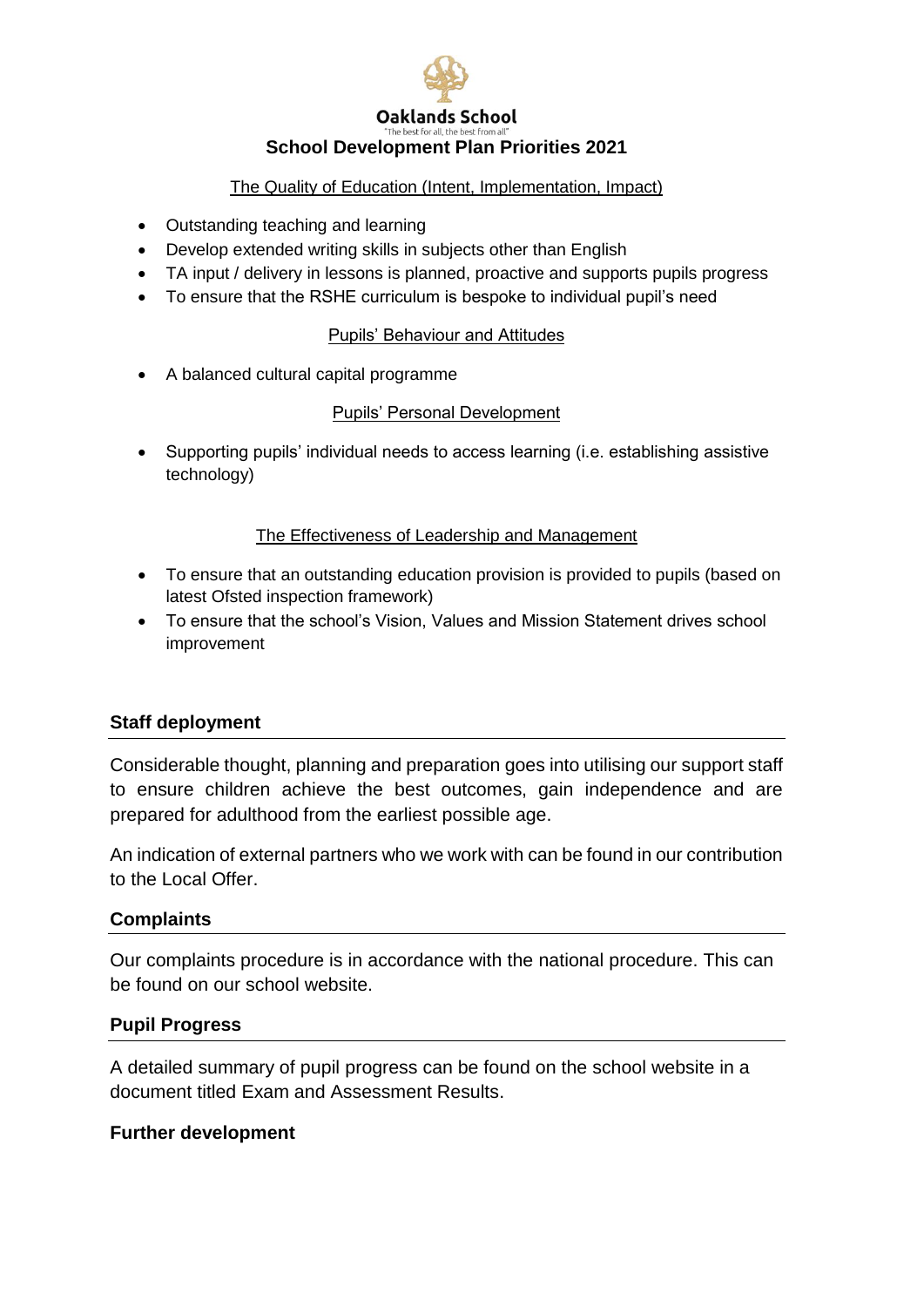**Oaklands School**

"The best for all, the best from all"

## School Development Plan Priorities 2021

The Quality of Education (Intent, Implementation, Impact)

- Outstanding teaching and learning
- Develop extended writing skills in subjects other than English
- TA input / delivery in lessons is planned, proactive and supports pupils progress
- To ensure that the RSHE curriculum is bespoke to individual pupil's need

Pupils' Behaviour and Attitudes

- A balanced cultural capital programme

Pupils' Personal Development

- Supporting pupils' individual needs to access learning (i.e. establishing assistive technology)

The Effectiveness of Leadership and Management

- To ensure that an outstanding education provision is provided to pupils (based on latest Ofsted inspection framework)
- To ensure that the school's Vision, Values and Mission Statement drives school improvement

### Staff deployment

Considerable thought, planning and preparation goes into utilising our support staff to ensure children achieve the best outcomes, gain independence and are prepared for adulthood from the earliest possible age.

An indication of external partners who we work with can be found in our contribution to the Local Offer.

### Complaints

Our complaints procedure is in accordance with the national procedure. This can be found on our school website.

### Pupil Progress

A detailed summary of pupil progress can be found on the school website in a document titled Exam and Assessment Results.

### Further development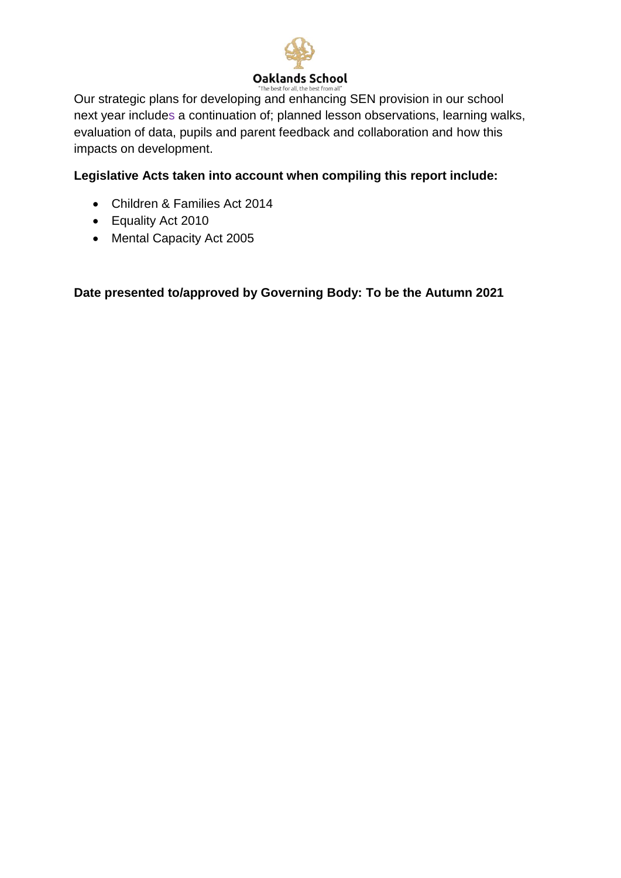Our strategic plans for developing and enhancing SEN provision in our school next year includes a continuation of; planned lesson observations, learning walks, evaluation of data, pupils and parent feedback and collaboration and how this impacts on development.

**Legislative Acts taken into account when compiling this report include:**

- Children & Families Act 2014
- Equality Act 2010
- Mental Capacity Act 2005

**Date presented to/approved by Governing Body: To be the Autumn 2021**